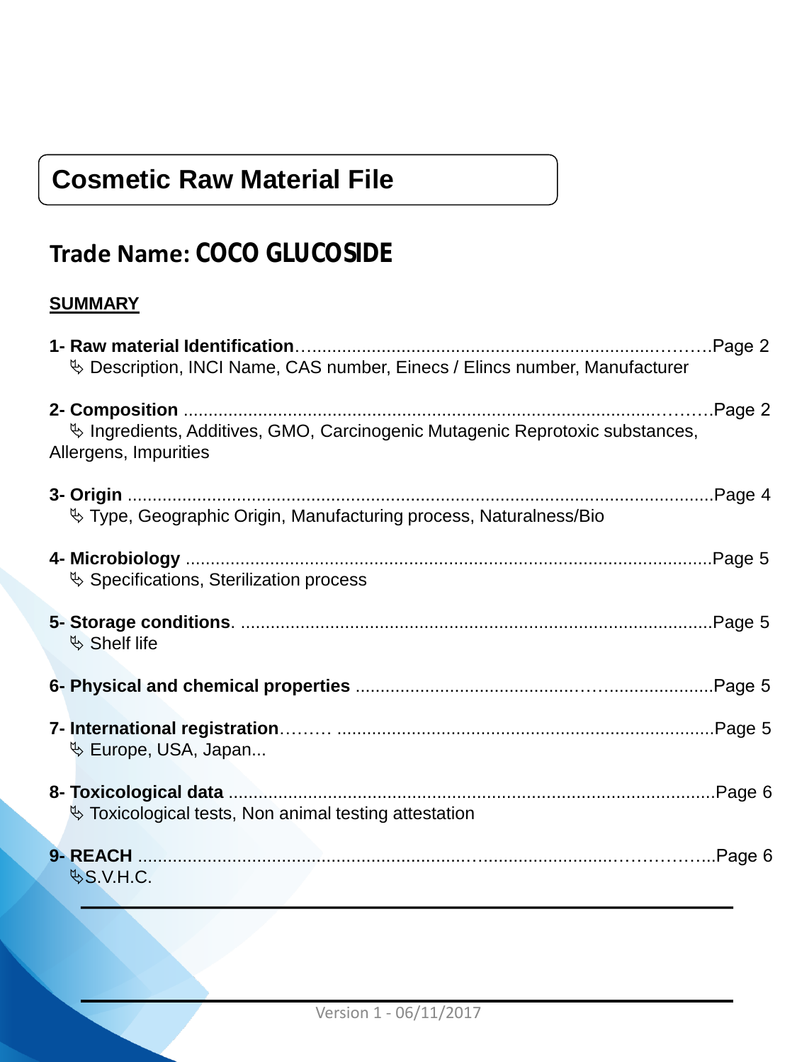# Cosmetic Raw Material File

## Trade Name: COCO GLUCOSIDE

**SUMMARY**

**1- Raw material Identification**……………………………………………………………………Page 2
↳ Description, INCI Name, CAS number, Einecs / Elincs number, Manufacturer

**2- Composition** ……………………………………………………………………………………Page 2
↳ Ingredients, Additives, GMO, Carcinogenic Mutagenic Reprotoxic substances, Allergens, Impurities

**3- Origin** ……………………………………………………………………………………………Page 4
↳ Type, Geographic Origin, Manufacturing process, Naturalness/Bio

**4- Microbiology** ……………………………………………………………………………………Page 5
↳ Specifications, Sterilization process

**5- Storage conditions**. ………………………………………………………………………………Page 5
↳ Shelf life

**6- Physical and chemical properties** ……………………………………………………………Page 5

**7- International registration**……… ………………………………………………………………Page 5
↳ Europe, USA, Japan...

**8- Toxicological data** ………………………………………………………………………………Page 6
↳ Toxicological tests, Non animal testing attestation

**9- REACH** ……………………………………………………………………………………………Page 6
↳ S.V.H.C.

Version 1 - 06/11/2017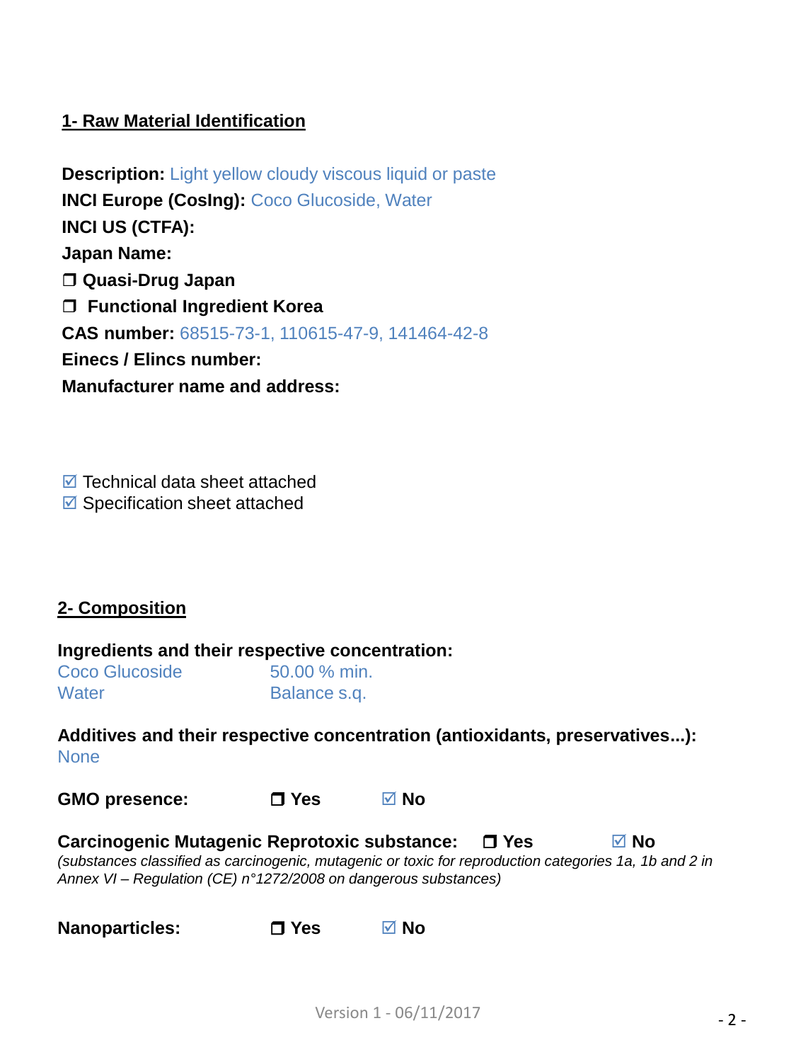## 1- Raw Material Identification

**Description:** Light yellow cloudy viscous liquid or paste
**INCI Europe (CosIng):** Coco Glucoside, Water
**INCI US (CTFA):**
**Japan Name:**
❐ **Quasi-Drug Japan**
❐ **Functional Ingredient Korea**
**CAS number:** 68515-73-1, 110615-47-9, 141464-42-8
**Einecs / Elincs number:**
**Manufacturer name and address:**

☑ Technical data sheet attached
☑ Specification sheet attached

## 2- Composition

**Ingredients and their respective concentration:**

| | |
|---|---|
| Coco Glucoside | 50.00 % min. |
| Water | Balance s.q. |

**Additives and their respective concentration (antioxidants, preservatives...):**
None

**GMO presence:** ❐ **Yes** ☑ **No**

**Carcinogenic Mutagenic Reprotoxic substance:** ❐ **Yes** ☑ **No**
*(substances classified as carcinogenic, mutagenic or toxic for reproduction categories 1a, 1b and 2 in Annex VI – Regulation (CE) n°1272/2008 on dangerous substances)*

**Nanoparticles:** ❐ **Yes** ☑ **No**

Version 1 - 06/11/2017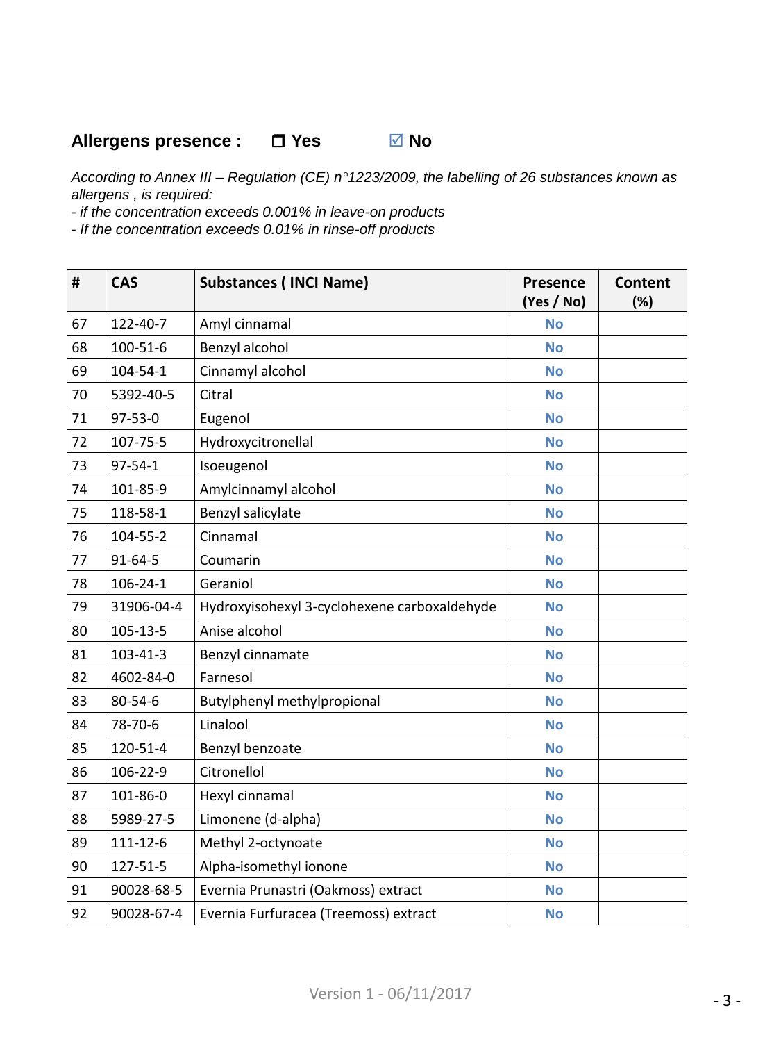**Allergens presence :** ❒ Yes ☑ No

*According to Annex III – Regulation (CE) n°1223/2009, the labelling of 26 substances known as allergens , is required:*
*- if the concentration exceeds 0.001% in leave-on products*
*- If the concentration exceeds 0.01% in rinse-off products*

| # | CAS | Substances ( INCI Name) | Presence (Yes / No) | Content (%) |
|---|---|---|---|---|
| 67 | 122-40-7 | Amyl cinnamal | No | |
| 68 | 100-51-6 | Benzyl alcohol | No | |
| 69 | 104-54-1 | Cinnamyl alcohol | No | |
| 70 | 5392-40-5 | Citral | No | |
| 71 | 97-53-0 | Eugenol | No | |
| 72 | 107-75-5 | Hydroxycitronellal | No | |
| 73 | 97-54-1 | Isoeugenol | No | |
| 74 | 101-85-9 | Amylcinnamyl alcohol | No | |
| 75 | 118-58-1 | Benzyl salicylate | No | |
| 76 | 104-55-2 | Cinnamal | No | |
| 77 | 91-64-5 | Coumarin | No | |
| 78 | 106-24-1 | Geraniol | No | |
| 79 | 31906-04-4 | Hydroxyisohexyl 3-cyclohexene carboxaldehyde | No | |
| 80 | 105-13-5 | Anise alcohol | No | |
| 81 | 103-41-3 | Benzyl cinnamate | No | |
| 82 | 4602-84-0 | Farnesol | No | |
| 83 | 80-54-6 | Butylphenyl methylpropional | No | |
| 84 | 78-70-6 | Linalool | No | |
| 85 | 120-51-4 | Benzyl benzoate | No | |
| 86 | 106-22-9 | Citronellol | No | |
| 87 | 101-86-0 | Hexyl cinnamal | No | |
| 88 | 5989-27-5 | Limonene (d-alpha) | No | |
| 89 | 111-12-6 | Methyl 2-octynoate | No | |
| 90 | 127-51-5 | Alpha-isomethyl ionone | No | |
| 91 | 90028-68-5 | Evernia Prunastri (Oakmoss) extract | No | |
| 92 | 90028-67-4 | Evernia Furfuracea (Treemoss) extract | No | |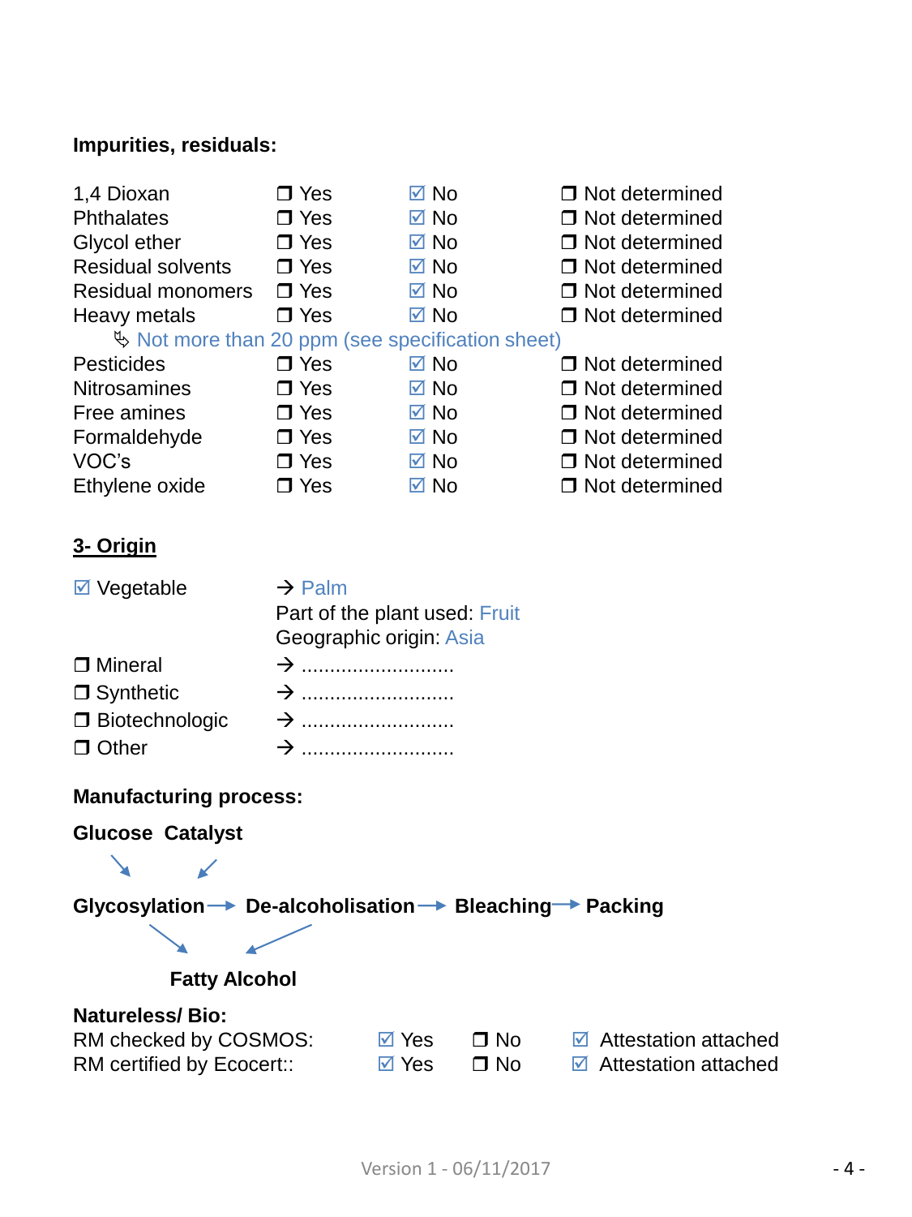**Impurities, residuals:**

| | | | |
|---|---|---|---|
| 1,4 Dioxan | ❒ Yes | ☑ No | ❒ Not determined |
| Phthalates | ❒ Yes | ☑ No | ❒ Not determined |
| Glycol ether | ❒ Yes | ☑ No | ❒ Not determined |
| Residual solvents | ❒ Yes | ☑ No | ❒ Not determined |
| Residual monomers | ❒ Yes | ☑ No | ❒ Not determined |
| Heavy metals | ❒ Yes | ☑ No | ❒ Not determined |
| ↳ Not more than 20 ppm (see specification sheet) | | | |
| Pesticides | ❒ Yes | ☑ No | ❒ Not determined |
| Nitrosamines | ❒ Yes | ☑ No | ❒ Not determined |
| Free amines | ❒ Yes | ☑ No | ❒ Not determined |
| Formaldehyde | ❒ Yes | ☑ No | ❒ Not determined |
| VOC's | ❒ Yes | ☑ No | ❒ Not determined |
| Ethylene oxide | ❒ Yes | ☑ No | ❒ Not determined |

## 3- Origin

☑ Vegetable → Palm
Part of the plant used: Fruit
Geographic origin: Asia

❒ Mineral → ..........................

❒ Synthetic → ..........................

❒ Biotechnologic → ..........................

❒ Other → ..........................

**Manufacturing process:**

**Glucose  Catalyst**

↘ ↙

**Glycosylation → De-alcoholisation → Bleaching → Packing**

↘ ↙

**Fatty Alcohol**

**Natureless/ Bio:**

| | | | |
|---|---|---|---|
| RM checked by COSMOS: | ☑ Yes | ❒ No | ☑ Attestation attached |
| RM certified by Ecocert:: | ☑ Yes | ❒ No | ☑ Attestation attached |

Version 1 - 06/11/2017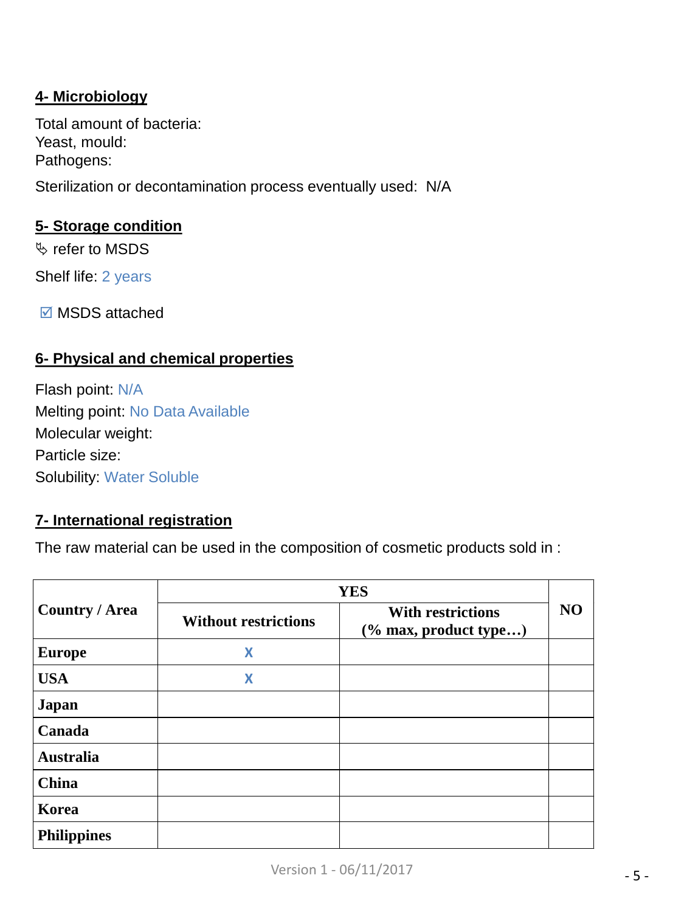## 4- Microbiology

Total amount of bacteria:
Yeast, mould:
Pathogens:

Sterilization or decontamination process eventually used: N/A

## 5- Storage condition

✎ refer to MSDS

Shelf life: 2 years

☑ MSDS attached

## 6- Physical and chemical properties

Flash point: N/A
Melting point: No Data Available
Molecular weight:
Particle size:
Solubility: Water Soluble

## 7- International registration

The raw material can be used in the composition of cosmetic products sold in :

| Country / Area | YES | | NO |
|---|---|---|---|
| | Without restrictions | With restrictions (% max, product type…) | |
| Europe | X | | |
| USA | X | | |
| Japan | | | |
| Canada | | | |
| Australia | | | |
| China | | | |
| Korea | | | |
| Philippines | | | |

Version 1 - 06/11/2017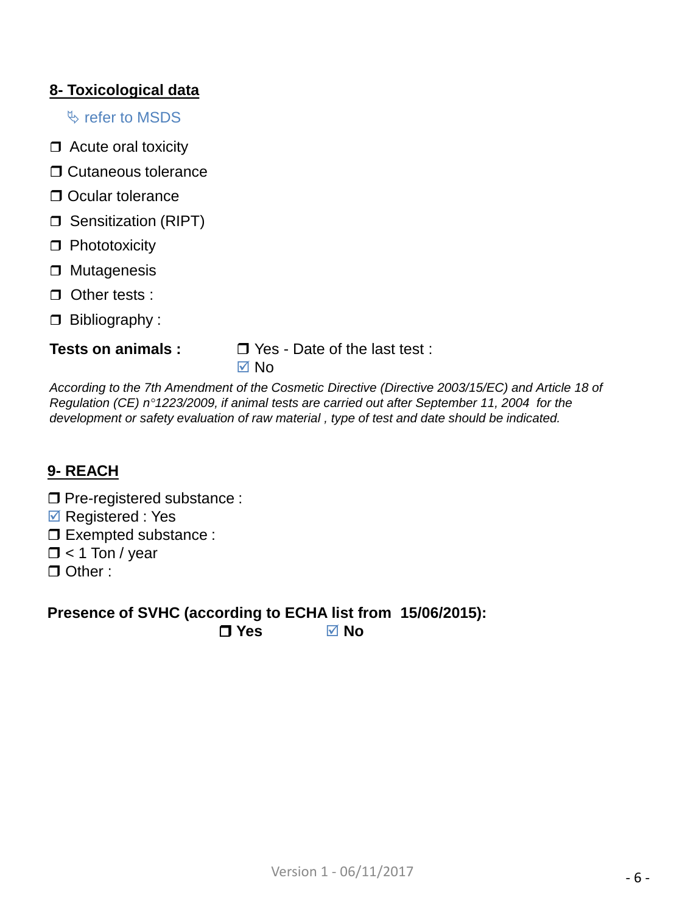## 8- Toxicological data

↳ refer to MSDS

- ❒ Acute oral toxicity
- ❒ Cutaneous tolerance
- ❒ Ocular tolerance
- ❒ Sensitization (RIPT)
- ❒ Phototoxicity
- ❒ Mutagenesis
- ❒ Other tests :
- ❒ Bibliography :

**Tests on animals :** ❒ Yes - Date of the last test :
☑ No

*According to the 7th Amendment of the Cosmetic Directive (Directive 2003/15/EC) and Article 18 of Regulation (CE) n°1223/2009, if animal tests are carried out after September 11, 2004 for the development or safety evaluation of raw material , type of test and date should be indicated.*

## 9- REACH

- ❒ Pre-registered substance :
- ☑ Registered : Yes
- ❒ Exempted substance :
- ❒ < 1 Ton / year
- ❒ Other :

**Presence of SVHC (according to ECHA list from 15/06/2015):**
**❒ Yes** **☑ No**

Version 1 - 06/11/2017